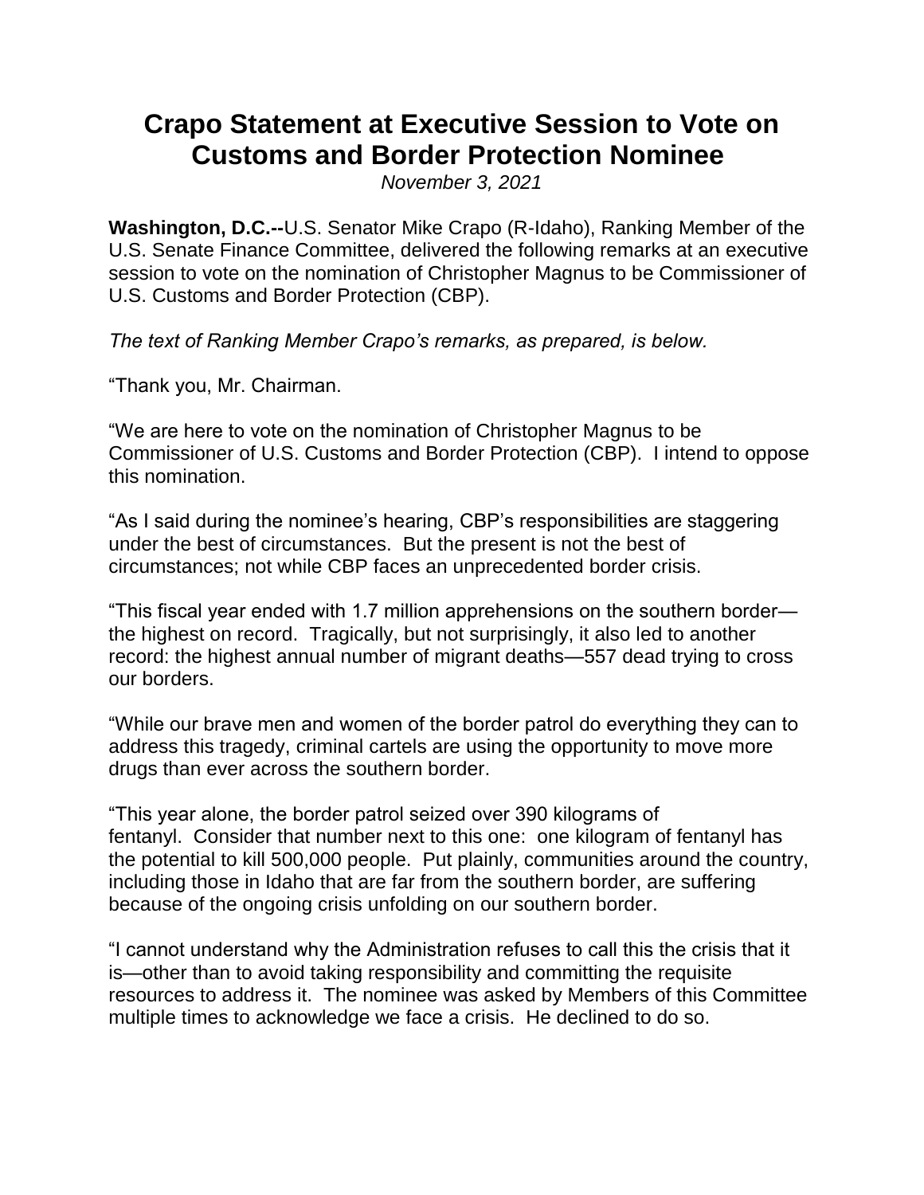# Crapo Statement at Executive Session to Vote on Customs and Border Protection Nominee

*November 3, 2021*

**Washington, D.C.--**U.S. Senator Mike Crapo (R-Idaho), Ranking Member of the U.S. Senate Finance Committee, delivered the following remarks at an executive session to vote on the nomination of Christopher Magnus to be Commissioner of U.S. Customs and Border Protection (CBP).

*The text of Ranking Member Crapo's remarks, as prepared, is below.*

"Thank you, Mr. Chairman.

"We are here to vote on the nomination of Christopher Magnus to be Commissioner of U.S. Customs and Border Protection (CBP). I intend to oppose this nomination.

"As I said during the nominee's hearing, CBP's responsibilities are staggering under the best of circumstances. But the present is not the best of circumstances; not while CBP faces an unprecedented border crisis.

"This fiscal year ended with 1.7 million apprehensions on the southern border—the highest on record. Tragically, but not surprisingly, it also led to another record: the highest annual number of migrant deaths—557 dead trying to cross our borders.

"While our brave men and women of the border patrol do everything they can to address this tragedy, criminal cartels are using the opportunity to move more drugs than ever across the southern border.

"This year alone, the border patrol seized over 390 kilograms of fentanyl. Consider that number next to this one: one kilogram of fentanyl has the potential to kill 500,000 people. Put plainly, communities around the country, including those in Idaho that are far from the southern border, are suffering because of the ongoing crisis unfolding on our southern border.

"I cannot understand why the Administration refuses to call this the crisis that it is—other than to avoid taking responsibility and committing the requisite resources to address it. The nominee was asked by Members of this Committee multiple times to acknowledge we face a crisis. He declined to do so.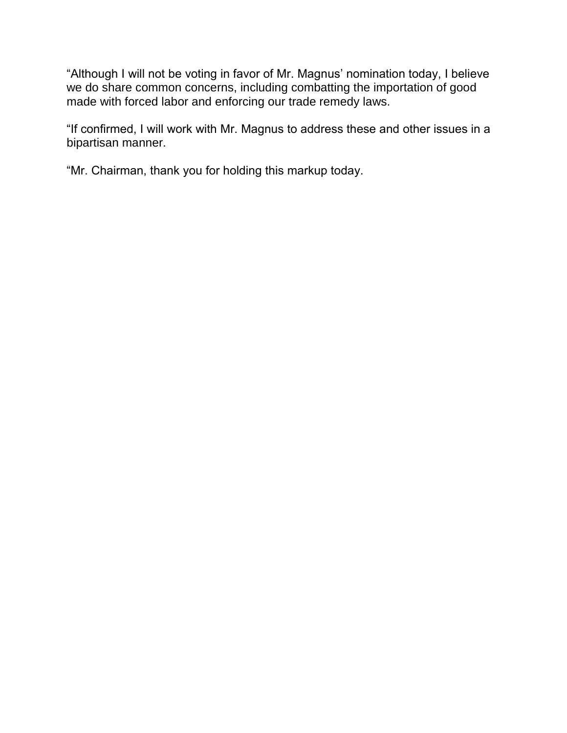“Although I will not be voting in favor of Mr. Magnus’ nomination today, I believe we do share common concerns, including combatting the importation of good made with forced labor and enforcing our trade remedy laws.

“If confirmed, I will work with Mr. Magnus to address these and other issues in a bipartisan manner.

“Mr. Chairman, thank you for holding this markup today.